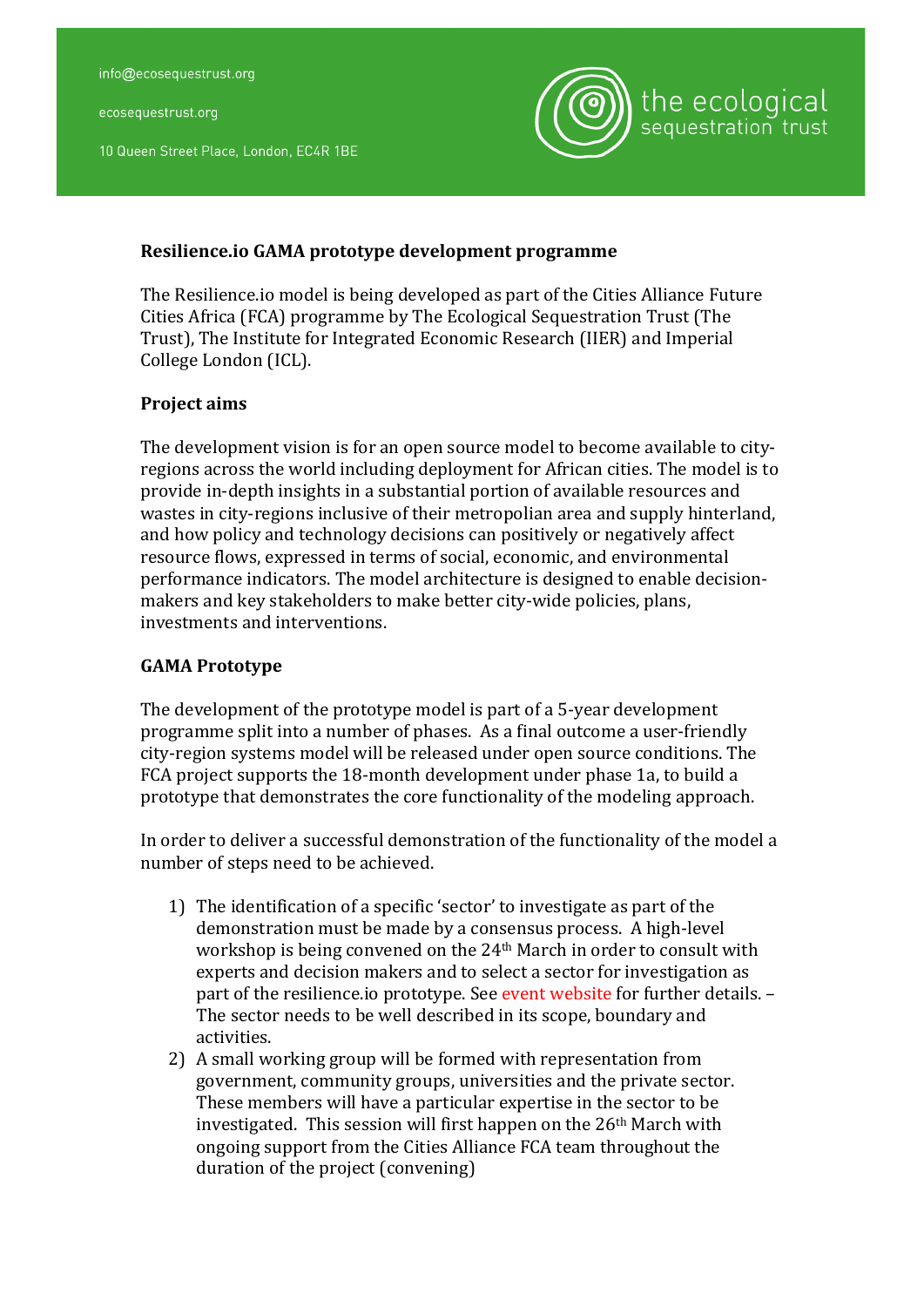info@ecosequestrust.org

ecosequestrust.org

10 Queen Street Place, London, EC4R 1BE

the ecological sequestration trust

**Resilience.io GAMA prototype development programme**

The Resilience.io model is being developed as part of the Cities Alliance Future Cities Africa (FCA) programme by The Ecological Sequestration Trust (The Trust), The Institute for Integrated Economic Research (IIER) and Imperial College London (ICL).

**Project aims**

The development vision is for an open source model to become available to city-regions across the world including deployment for African cities. The model is to provide in-depth insights in a substantial portion of available resources and wastes in city-regions inclusive of their metropolitan area and supply hinterland, and how policy and technology decisions can positively or negatively affect resource flows, expressed in terms of social, economic, and environmental performance indicators. The model architecture is designed to enable decision-makers and key stakeholders to make better city-wide policies, plans, investments and interventions.

**GAMA Prototype**

The development of the prototype model is part of a 5-year development programme split into a number of phases. As a final outcome a user-friendly city-region systems model will be released under open source conditions. The FCA project supports the 18-month development under phase 1a, to build a prototype that demonstrates the core functionality of the modeling approach.

In order to deliver a successful demonstration of the functionality of the model a number of steps need to be achieved.

1) The identification of a specific 'sector' to investigate as part of the demonstration must be made by a consensus process. A high-level workshop is being convened on the 24th March in order to consult with experts and decision makers and to select a sector for investigation as part of the resilience.io prototype. See event website for further details. – The sector needs to be well described in its scope, boundary and activities.
2) A small working group will be formed with representation from government, community groups, universities and the private sector. These members will have a particular expertise in the sector to be investigated. This session will first happen on the 26th March with ongoing support from the Cities Alliance FCA team throughout the duration of the project (convening)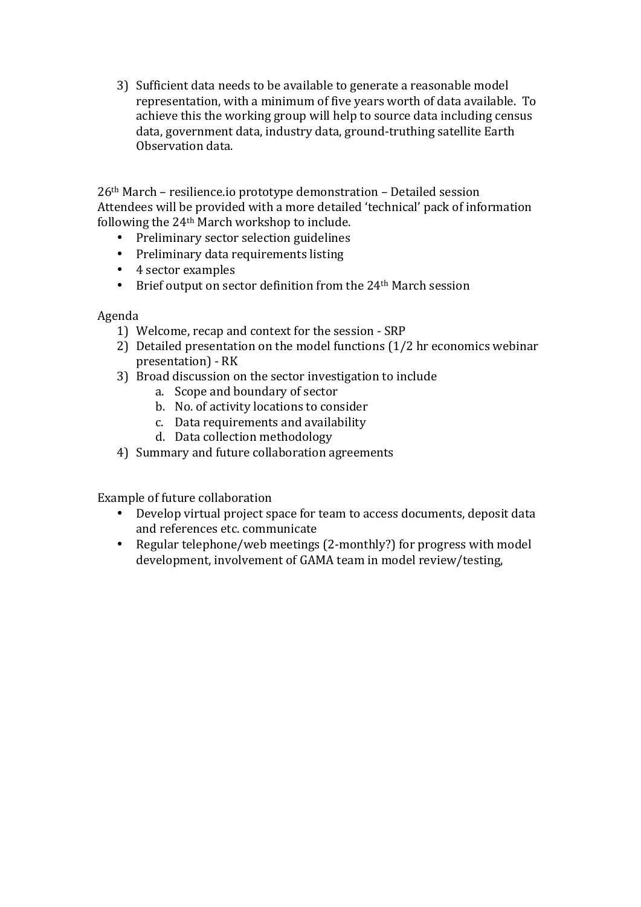3) Sufficient data needs to be available to generate a reasonable model representation, with a minimum of five years worth of data available. To achieve this the working group will help to source data including census data, government data, industry data, ground-truthing satellite Earth Observation data.

26th March – resilience.io prototype demonstration – Detailed session
Attendees will be provided with a more detailed 'technical' pack of information following the 24th March workshop to include.

- Preliminary sector selection guidelines
- Preliminary data requirements listing
- 4 sector examples
- Brief output on sector definition from the 24th March session

Agenda

1) Welcome, recap and context for the session - SRP
2) Detailed presentation on the model functions (1/2 hr economics webinar presentation) - RK
3) Broad discussion on the sector investigation to include
    a. Scope and boundary of sector
    b. No. of activity locations to consider
    c. Data requirements and availability
    d. Data collection methodology
4) Summary and future collaboration agreements

Example of future collaboration

- Develop virtual project space for team to access documents, deposit data and references etc. communicate
- Regular telephone/web meetings (2-monthly?) for progress with model development, involvement of GAMA team in model review/testing,